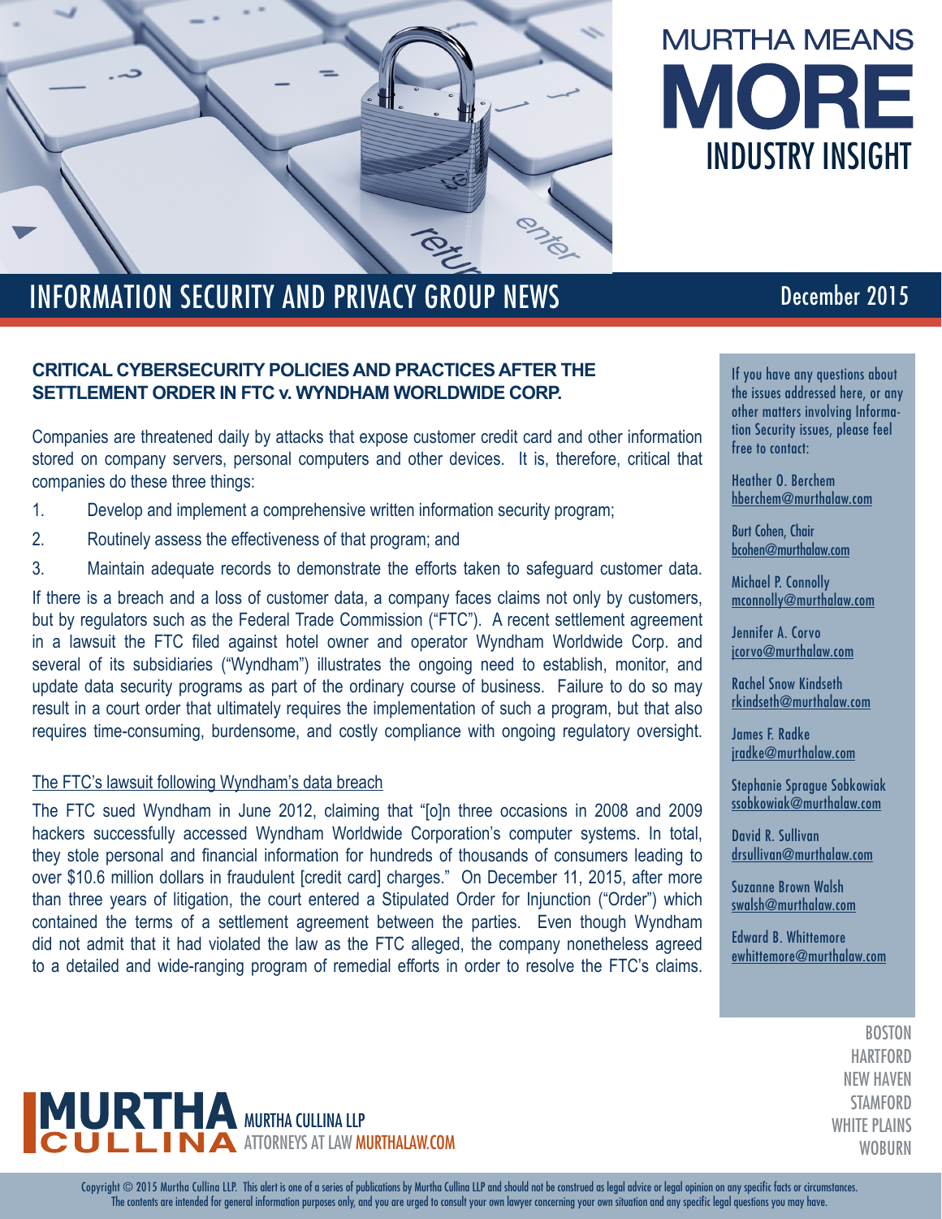# MURTHA MEANS MORE

## INDUSTRY INSIGHT

## INFORMATION SECURITY AND PRIVACY GROUP NEWS

December 2015

### CRITICAL CYBERSECURITY POLICIES AND PRACTICES AFTER THE SETTLEMENT ORDER IN FTC v. WYNDHAM WORLDWIDE CORP.

Companies are threatened daily by attacks that expose customer credit card and other information stored on company servers, personal computers and other devices. It is, therefore, critical that companies do these three things:

1. Develop and implement a comprehensive written information security program;
2. Routinely assess the effectiveness of that program; and
3. Maintain adequate records to demonstrate the efforts taken to safeguard customer data.

If there is a breach and a loss of customer data, a company faces claims not only by customers, but by regulators such as the Federal Trade Commission ("FTC"). A recent settlement agreement in a lawsuit the FTC filed against hotel owner and operator Wyndham Worldwide Corp. and several of its subsidiaries ("Wyndham") illustrates the ongoing need to establish, monitor, and update data security programs as part of the ordinary course of business. Failure to do so may result in a court order that ultimately requires the implementation of such a program, but that also requires time-consuming, burdensome, and costly compliance with ongoing regulatory oversight.

#### The FTC's lawsuit following Wyndham's data breach

The FTC sued Wyndham in June 2012, claiming that "[o]n three occasions in 2008 and 2009 hackers successfully accessed Wyndham Worldwide Corporation's computer systems. In total, they stole personal and financial information for hundreds of thousands of consumers leading to over $10.6 million dollars in fraudulent [credit card] charges." On December 11, 2015, after more than three years of litigation, the court entered a Stipulated Order for Injunction ("Order") which contained the terms of a settlement agreement between the parties. Even though Wyndham did not admit that it had violated the law as the FTC alleged, the company nonetheless agreed to a detailed and wide-ranging program of remedial efforts in order to resolve the FTC's claims.

If you have any questions about the issues addressed here, or any other matters involving Information Security issues, please feel free to contact:

Heather O. Berchem
hberchem@murthalaw.com

Burt Cohen, Chair
bcohen@murthalaw.com

Michael P. Connolly
mconnolly@murthalaw.com

Jennifer A. Corvo
jcorvo@murthalaw.com

Rachel Snow Kindseth
rkindseth@murthalaw.com

James F. Radke
jradke@murthalaw.com

Stephanie Sprague Sobkowiak
ssobkowiak@murthalaw.com

David R. Sullivan
drsullivan@murthalaw.com

Suzanne Brown Walsh
swalsh@murthalaw.com

Edward B. Whittemore
ewhittemore@murthalaw.com

BOSTON
HARTFORD
NEW HAVEN
STAMFORD
WHITE PLAINS
WOBURN

MURTHA CULLINA
MURTHA CULLINA LLP
ATTORNEYS AT LAW MURTHALAW.COM

Copyright © 2015 Murtha Cullina LLP. This alert is one of a series of publications by Murtha Cullina LLP and should not be construed as legal advice or legal opinion on any specific facts or circumstances. The contents are intended for general information purposes only, and you are urged to consult your own lawyer concerning your own situation and any specific legal questions you may have.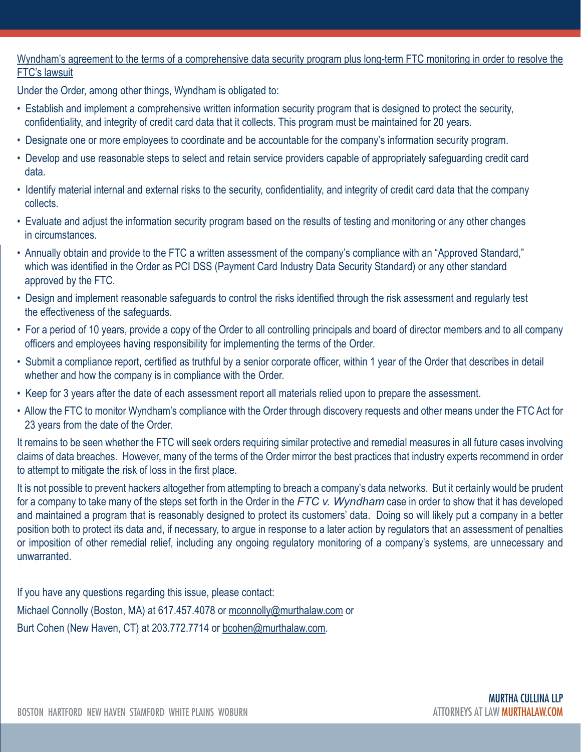Wyndham's agreement to the terms of a comprehensive data security program plus long-term FTC monitoring in order to resolve the FTC's lawsuit

Under the Order, among other things, Wyndham is obligated to:

- Establish and implement a comprehensive written information security program that is designed to protect the security, confidentiality, and integrity of credit card data that it collects. This program must be maintained for 20 years.
- Designate one or more employees to coordinate and be accountable for the company's information security program.
- Develop and use reasonable steps to select and retain service providers capable of appropriately safeguarding credit card data.
- Identify material internal and external risks to the security, confidentiality, and integrity of credit card data that the company collects.
- Evaluate and adjust the information security program based on the results of testing and monitoring or any other changes in circumstances.
- Annually obtain and provide to the FTC a written assessment of the company's compliance with an "Approved Standard," which was identified in the Order as PCI DSS (Payment Card Industry Data Security Standard) or any other standard approved by the FTC.
- Design and implement reasonable safeguards to control the risks identified through the risk assessment and regularly test the effectiveness of the safeguards.
- For a period of 10 years, provide a copy of the Order to all controlling principals and board of director members and to all company officers and employees having responsibility for implementing the terms of the Order.
- Submit a compliance report, certified as truthful by a senior corporate officer, within 1 year of the Order that describes in detail whether and how the company is in compliance with the Order.
- Keep for 3 years after the date of each assessment report all materials relied upon to prepare the assessment.
- Allow the FTC to monitor Wyndham's compliance with the Order through discovery requests and other means under the FTC Act for 23 years from the date of the Order.

It remains to be seen whether the FTC will seek orders requiring similar protective and remedial measures in all future cases involving claims of data breaches. However, many of the terms of the Order mirror the best practices that industry experts recommend in order to attempt to mitigate the risk of loss in the first place.

It is not possible to prevent hackers altogether from attempting to breach a company's data networks. But it certainly would be prudent for a company to take many of the steps set forth in the Order in the *FTC v. Wyndham* case in order to show that it has developed and maintained a program that is reasonably designed to protect its customers' data. Doing so will likely put a company in a better position both to protect its data and, if necessary, to argue in response to a later action by regulators that an assessment of penalties or imposition of other remedial relief, including any ongoing regulatory monitoring of a company's systems, are unnecessary and unwarranted.

If you have any questions regarding this issue, please contact:

Michael Connolly (Boston, MA) at 617.457.4078 or mconnolly@murthalaw.com or

Burt Cohen (New Haven, CT) at 203.772.7714 or bcohen@murthalaw.com.

BOSTON HARTFORD NEW HAVEN STAMFORD WHITE PLAINS WOBURN

MURTHA CULLINA LLP
ATTORNEYS AT LAW MURTHALAW.COM